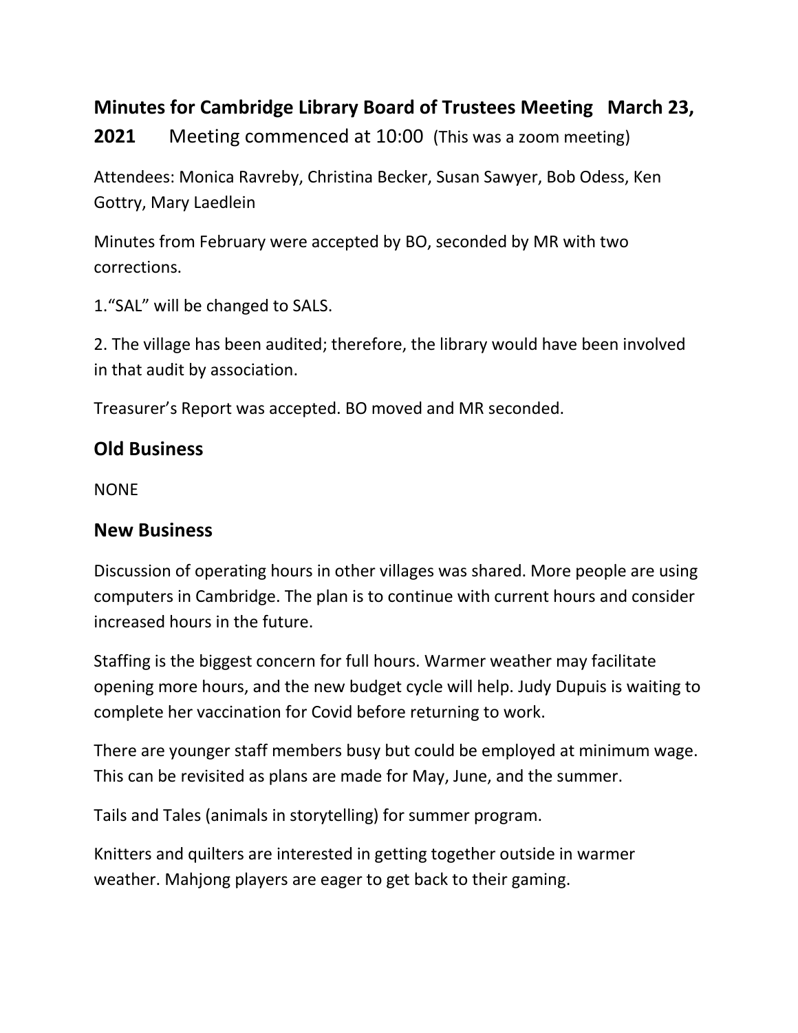## Minutes for Cambridge Library Board of Trustees Meeting March 23, 2021

Meeting commenced at 10:00 (This was a zoom meeting)

Attendees: Monica Ravreby, Christina Becker, Susan Sawyer, Bob Odess, Ken Gottry, Mary Laedlein

Minutes from February were accepted by BO, seconded by MR with two corrections.

1. "SAL" will be changed to SALS.

2. The village has been audited; therefore, the library would have been involved in that audit by association.

Treasurer's Report was accepted. BO moved and MR seconded.

## Old Business

NONE

## New Business

Discussion of operating hours in other villages was shared. More people are using computers in Cambridge. The plan is to continue with current hours and consider increased hours in the future.

Staffing is the biggest concern for full hours. Warmer weather may facilitate opening more hours, and the new budget cycle will help. Judy Dupuis is waiting to complete her vaccination for Covid before returning to work.

There are younger staff members busy but could be employed at minimum wage. This can be revisited as plans are made for May, June, and the summer.

Tails and Tales (animals in storytelling) for summer program.

Knitters and quilters are interested in getting together outside in warmer weather. Mahjong players are eager to get back to their gaming.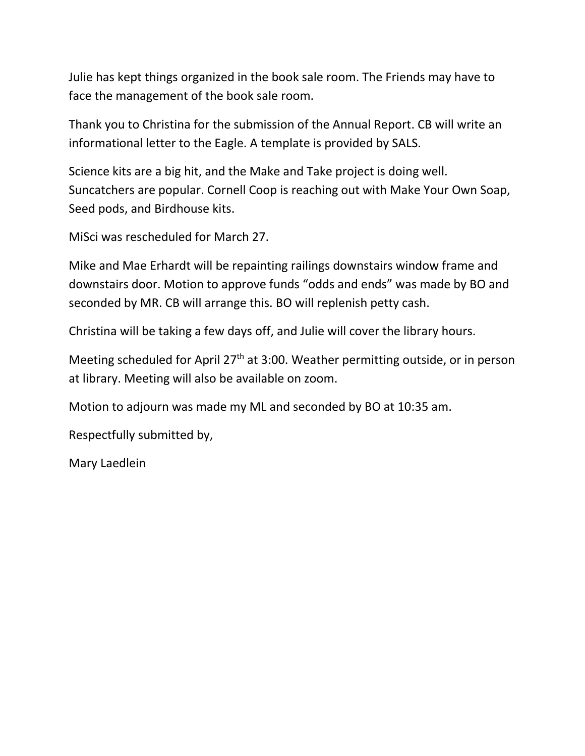Julie has kept things organized in the book sale room. The Friends may have to face the management of the book sale room.

Thank you to Christina for the submission of the Annual Report. CB will write an informational letter to the Eagle. A template is provided by SALS.

Science kits are a big hit, and the Make and Take project is doing well. Suncatchers are popular. Cornell Coop is reaching out with Make Your Own Soap, Seed pods, and Birdhouse kits.

MiSci was rescheduled for March 27.

Mike and Mae Erhardt will be repainting railings downstairs window frame and downstairs door. Motion to approve funds "odds and ends" was made by BO and seconded by MR. CB will arrange this. BO will replenish petty cash.

Christina will be taking a few days off, and Julie will cover the library hours.

Meeting scheduled for April 27th at 3:00. Weather permitting outside, or in person at library. Meeting will also be available on zoom.

Motion to adjourn was made my ML and seconded by BO at 10:35 am.

Respectfully submitted by,

Mary Laedlein